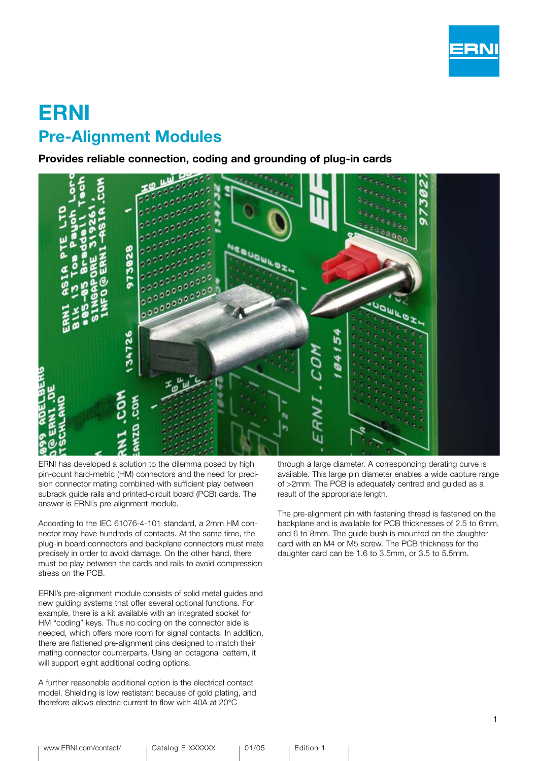# ERNI

## Pre-Alignment Modules

**Provides reliable connection, coding and grounding of plug-in cards**

ERNI has developed a solution to the dilemma posed by high pin-count hard-metric (HM) connectors and the need for precision connector mating combined with sufficient play between subrack guide rails and printed-circuit board (PCB) cards. The answer is ERNI's pre-alignment module.

According to the IEC 61076-4-101 standard, a 2mm HM connector may have hundreds of contacts. At the same time, the plug-in board connectors and backplane connectors must mate precisely in order to avoid damage. On the other hand, there must be play between the cards and rails to avoid compression stress on the PCB.

ERNI's pre-alignment module consists of solid metal guides and new guiding systems that offer several optional functions. For example, there is a kit available with an integrated socket for HM "coding" keys. Thus no coding on the connector side is needed, which offers more room for signal contacts. In addition, there are flattened pre-alignment pins designed to match their mating connector counterparts. Using an octagonal pattern, it will support eight additional coding options.

A further reasonable additional option is the electrical contact model. Shielding is low restistant because of gold plating, and therefore allows electric current to flow with 40A at 20°C through a large diameter. A corresponding derating curve is available. This large pin diameter enables a wide capture range of >2mm. The PCB is adequately centred and guided as a result of the appropriate length.

The pre-alignment pin with fastening thread is fastened on the backplane and is available for PCB thicknesses of 2.5 to 6mm, and 6 to 8mm. The guide bush is mounted on the daughter card with an M4 or M5 screw. The PCB thickness for the daughter card can be 1.6 to 3.5mm, or 3.5 to 5.5mm.

www.ERNI.com/contact/ | Catalog E XXXXXX | 01/05 | Edition 1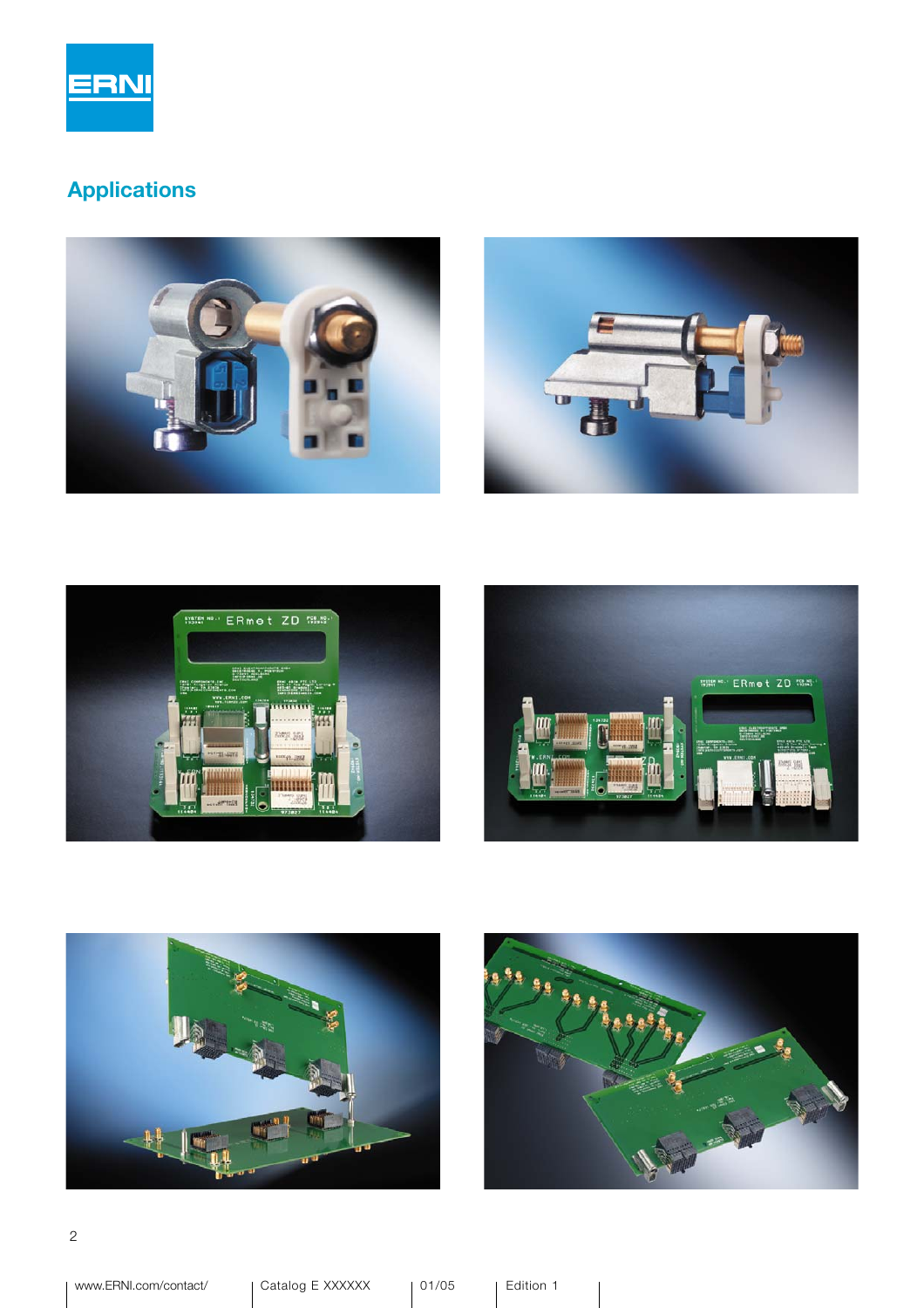# Applications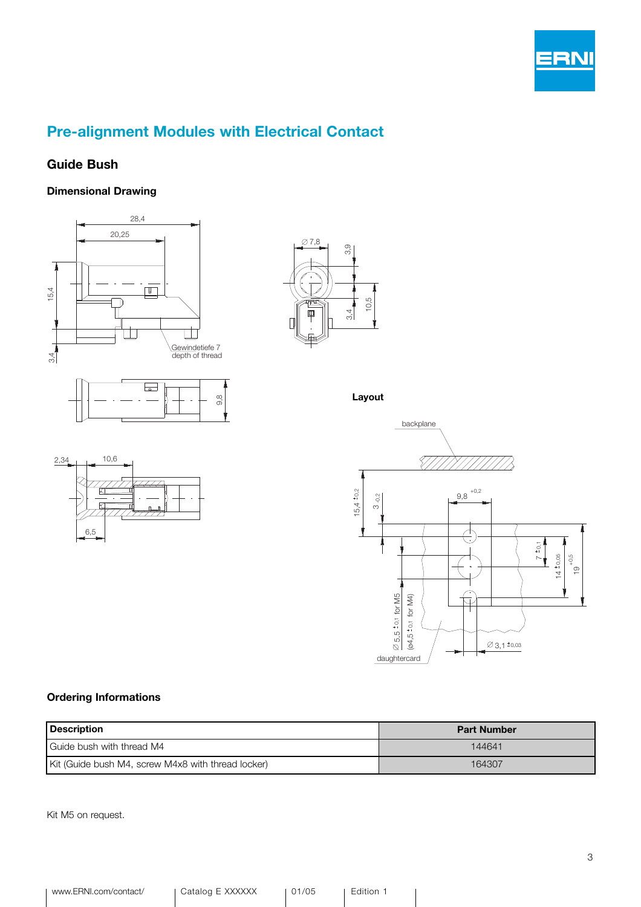# Pre-alignment Modules with Electrical Contact

## Guide Bush

### Dimensional Drawing

### Layout

### Ordering Informations

| Description | Part Number |
|---|---|
| Guide bush with thread M4 | 144641 |
| Kit (Guide bush M4, screw M4x8 with thread locker) | 164307 |

Kit M5 on request.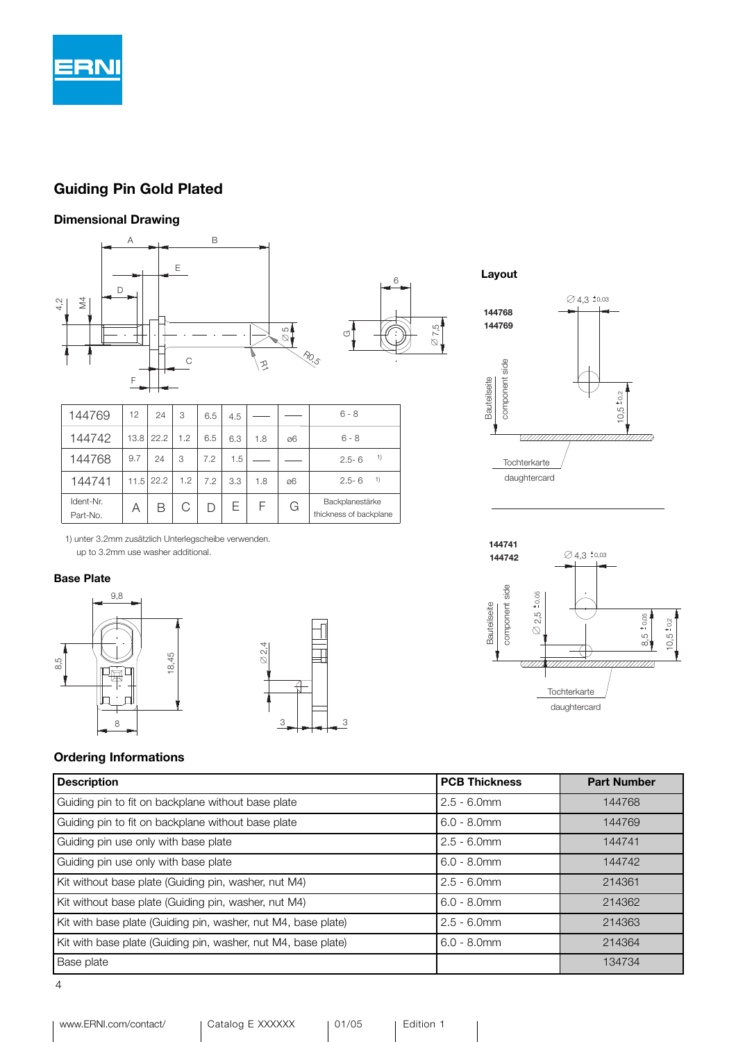## Guiding Pin Gold Plated

### Dimensional Drawing

| Ident-Nr. Part-No. | A | B | C | D | E | F | G | Backplanestärke thickness of backplane |
|---|---|---|---|---|---|---|---|---|
| 144769 | 12 | 24 | 3 | 6.5 | 4.5 | —— | —— | 6 - 8 |
| 144742 | 13.8 | 22.2 | 1.2 | 6.5 | 6.3 | 1.8 | ø6 | 6 - 8 |
| 144768 | 9.7 | 24 | 3 | 7.2 | 1.5 | —— | —— | 2.5- 6 [1] |
| 144741 | 11.5 | 22.2 | 1.2 | 7.2 | 3.3 | 1.8 | ø6 | 2.5- 6 [1] |

1) unter 3.2mm zusätzlich Unterlegscheibe verwenden.
up to 3.2mm use washer additional.

### Layout

144768
144769

Bauteilseite component side

Tochterkarte daughtercard

144741
144742

Bauteilseite component side

Tochterkarte daughtercard

### Base Plate

### Ordering Informations

| Description | PCB Thickness | Part Number |
|---|---|---|
| Guiding pin to fit on backplane without base plate | 2.5 - 6.0mm | 144768 |
| Guiding pin to fit on backplane without base plate | 6.0 - 8.0mm | 144769 |
| Guiding pin use only with base plate | 2.5 - 6.0mm | 144741 |
| Guiding pin use only with base plate | 6.0 - 8.0mm | 144742 |
| Kit without base plate (Guiding pin, washer, nut M4) | 2.5 - 6.0mm | 214361 |
| Kit without base plate (Guiding pin, washer, nut M4) | 6.0 - 8.0mm | 214362 |
| Kit with base plate (Guiding pin, washer, nut M4, base plate) | 2.5 - 6.0mm | 214363 |
| Kit with base plate (Guiding pin, washer, nut M4, base plate) | 6.0 - 8.0mm | 214364 |
| Base plate | | 134734 |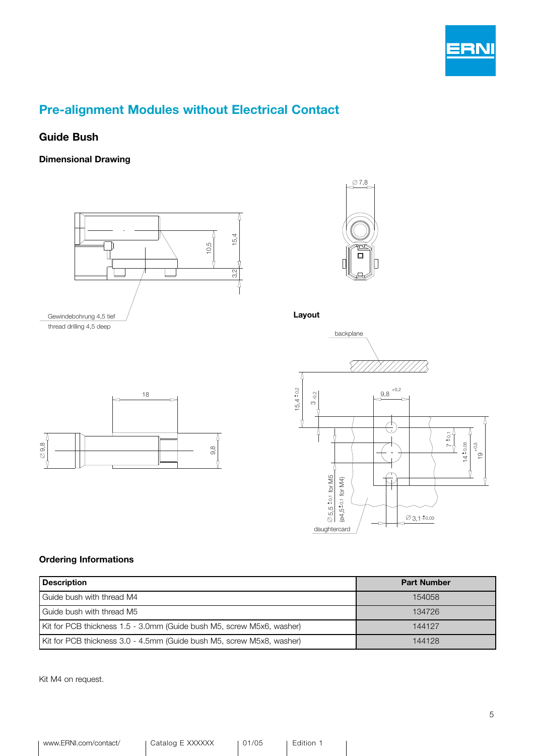# Pre-alignment Modules without Electrical Contact

## Guide Bush

### Dimensional Drawing

Gewindebohrung 4,5 tief
thread drilling 4,5 deep

**Layout**

backplane

daughtercard

### Ordering Informations

| Description | Part Number |
|---|---|
| Guide bush with thread M4 | 154058 |
| Guide bush with thread M5 | 134726 |
| Kit for PCB thickness 1.5 - 3.0mm (Guide bush M5, screw M5x6, washer) | 144127 |
| Kit for PCB thickness 3.0 - 4.5mm (Guide bush M5, screw M5x8, washer) | 144128 |

Kit M4 on request.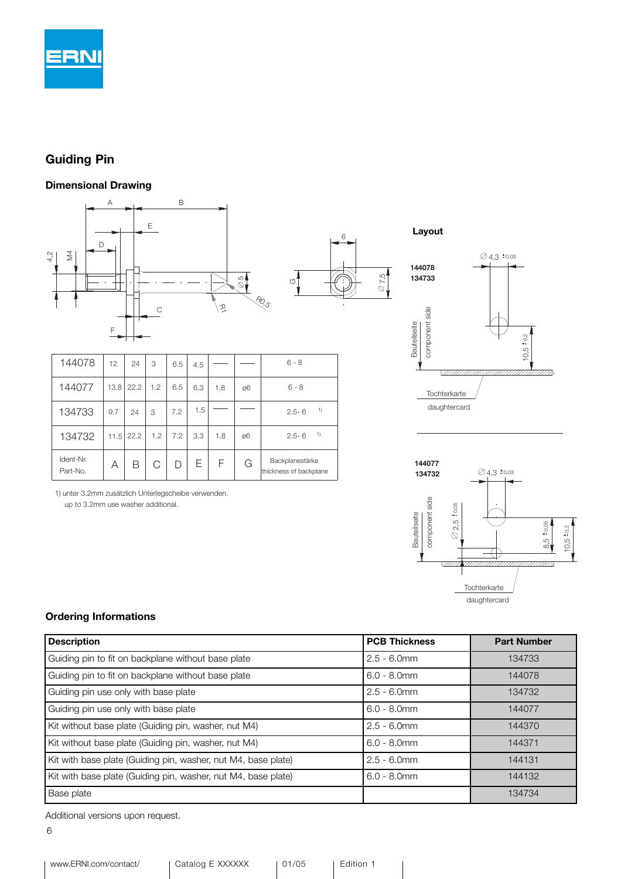# Guiding Pin

## Dimensional Drawing

| Ident-Nr. Part-No. | A | B | C | D | E | F | G | Backplanestärke thickness of backplane |
|---|---|---|---|---|---|---|---|---|
| 144078 | 12 | 24 | 3 | 6.5 | 4.5 | — | — | 6 - 8 |
| 144077 | 13.8 | 22.2 | 1.2 | 6.5 | 6.3 | 1.8 | ø6 | 6 - 8 |
| 134733 | 9.7 | 24 | 3 | 7.2 | 1.5 | — | — | 2.5- 6 [1)] |
| 134732 | 11.5 | 22.2 | 1.2 | 7.2 | 3.3 | 1.8 | ø6 | 2.5- 6 [1)] |

1) unter 3.2mm zusätzlich Unterlegscheibe verwenden.
up to 3.2mm use washer additional.

### Layout

144078
134733

Bauteilseite component side

Tochterkarte daughtercard

144077
134732

Bauteilseite component side

Tochterkarte daughtercard

## Ordering Informations

| Description | PCB Thickness | Part Number |
|---|---|---|
| Guiding pin to fit on backplane without base plate | 2.5 - 6.0mm | 134733 |
| Guiding pin to fit on backplane without base plate | 6.0 - 8.0mm | 144078 |
| Guiding pin use only with base plate | 2.5 - 6.0mm | 134732 |
| Guiding pin use only with base plate | 6.0 - 8.0mm | 144077 |
| Kit without base plate (Guiding pin, washer, nut M4) | 2.5 - 6.0mm | 144370 |
| Kit without base plate (Guiding pin, washer, nut M4) | 6.0 - 8.0mm | 144371 |
| Kit with base plate (Guiding pin, washer, nut M4, base plate) | 2.5 - 6.0mm | 144131 |
| Kit with base plate (Guiding pin, washer, nut M4, base plate) | 6.0 - 8.0mm | 144132 |
| Base plate | | 134734 |

Additional versions upon request.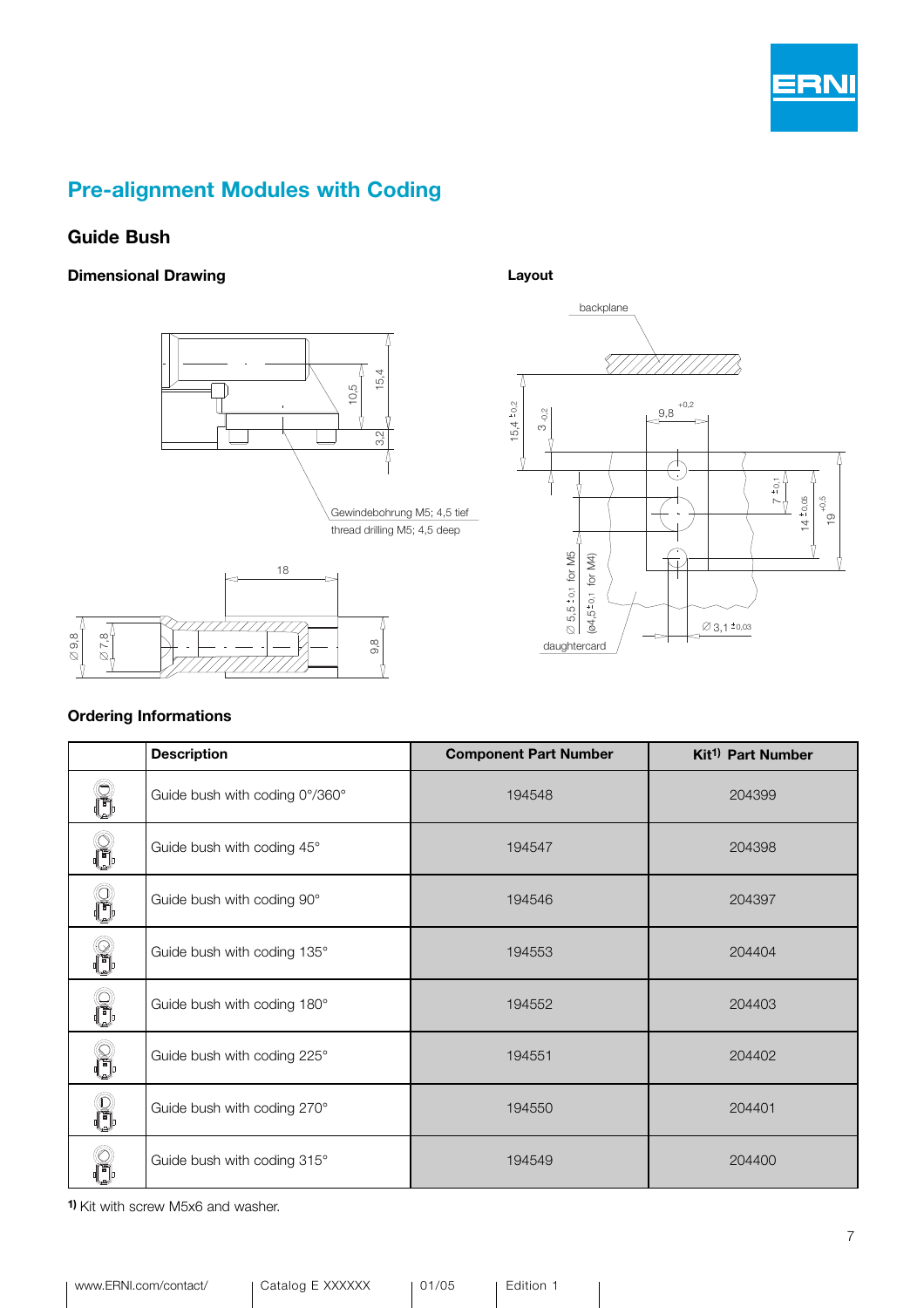## Pre-alignment Modules with Coding

### Guide Bush

#### Dimensional Drawing

Gewindebohrung M5; 4,5 tief

thread drilling M5; 4,5 deep

#### Layout

backplane

daughtercard

#### Ordering Informations

| | Description | Component Part Number | Kit[1] Part Number |
|---|---|---|---|
| | Guide bush with coding 0°/360° | 194548 | 204399 |
| | Guide bush with coding 45° | 194547 | 204398 |
| | Guide bush with coding 90° | 194546 | 204397 |
| | Guide bush with coding 135° | 194553 | 204404 |
| | Guide bush with coding 180° | 194552 | 204403 |
| | Guide bush with coding 225° | 194551 | 204402 |
| | Guide bush with coding 270° | 194550 | 204401 |
| | Guide bush with coding 315° | 194549 | 204400 |

[1] Kit with screw M5x6 and washer.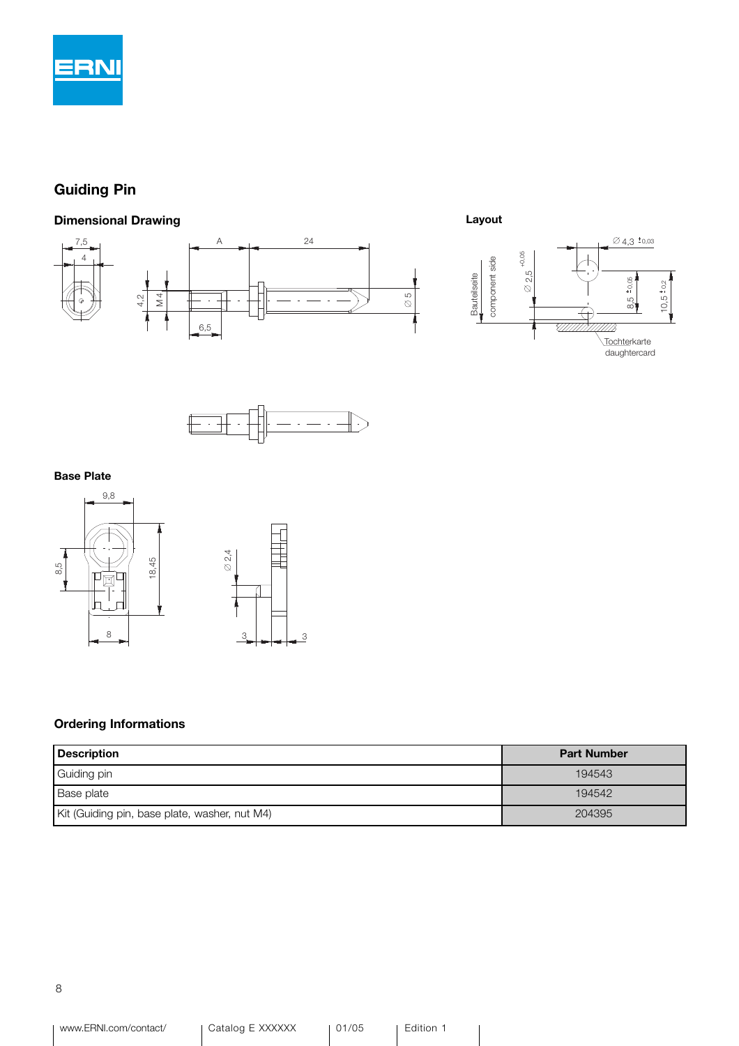## Guiding Pin

### Dimensional Drawing

### Layout

### Base Plate

### Ordering Informations

| Description | Part Number |
|---|---|
| Guiding pin | 194543 |
| Base plate | 194542 |
| Kit (Guiding pin, base plate, washer, nut M4) | 204395 |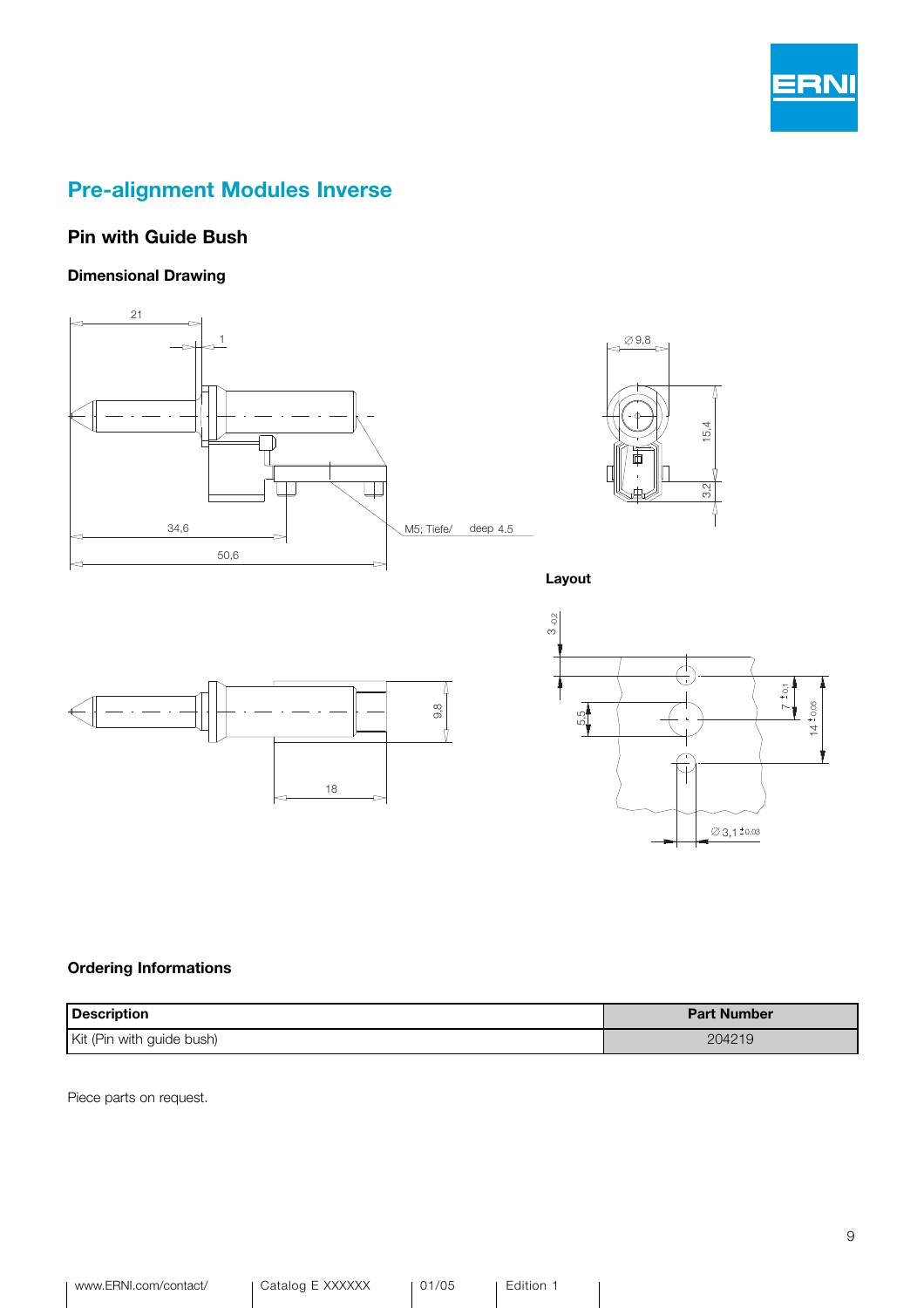# Pre-alignment Modules Inverse

## Pin with Guide Bush

### Dimensional Drawing

21

1

∅ 9,8

15,4

3,2

34,6

M5; Tiefe/ deep 4.5

50,6

### Layout

3 -0,2

9,8

5,5

7 ± 0,1

14 ± 0,05

18

∅ 3,1 ± 0,03

### Ordering Informations

| Description | Part Number |
|---|---|
| Kit (Pin with guide bush) | 204219 |

Piece parts on request.

www.ERNI.com/contact/ | Catalog E XXXXXX | 01/05 | Edition 1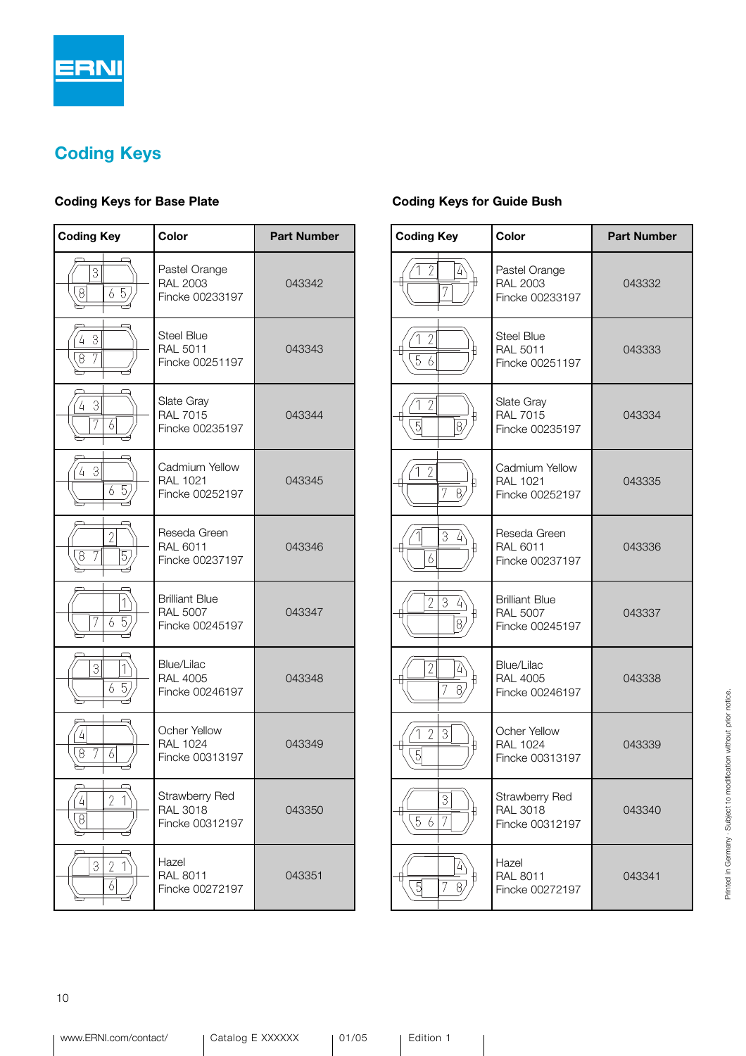# Coding Keys

### Coding Keys for Base Plate

| Coding Key | Color | Part Number |
|---|---|---|
| 3 / 8 6 5 | Pastel Orange RAL 2003 Fincke 00233197 | 043342 |
| 4 3 / 8 7 | Steel Blue RAL 5011 Fincke 00251197 | 043343 |
| 4 3 / 7 6 | Slate Gray RAL 7015 Fincke 00235197 | 043344 |
| 4 3 / 6 5 | Cadmium Yellow RAL 1021 Fincke 00252197 | 043345 |
| 2 / 8 7 5 | Reseda Green RAL 6011 Fincke 00237197 | 043346 |
| 1 / 7 6 5 | Brilliant Blue RAL 5007 Fincke 00245197 | 043347 |
| 3 1 / 6 5 | Blue/Lilac RAL 4005 Fincke 00246197 | 043348 |
| 4 / 8 7 6 | Ocher Yellow RAL 1024 Fincke 00313197 | 043349 |
| 4 2 1 / 8 | Strawberry Red RAL 3018 Fincke 00312197 | 043350 |
| 3 2 1 / 6 | Hazel RAL 8011 Fincke 00272197 | 043351 |

### Coding Keys for Guide Bush

| Coding Key | Color | Part Number |
|---|---|---|
| 1 2 4 / 7 | Pastel Orange RAL 2003 Fincke 00233197 | 043332 |
| 1 2 / 5 6 | Steel Blue RAL 5011 Fincke 00251197 | 043333 |
| 1 2 / 5 8 | Slate Gray RAL 7015 Fincke 00235197 | 043334 |
| 1 2 / 7 8 | Cadmium Yellow RAL 1021 Fincke 00252197 | 043335 |
| 1 3 4 / 6 | Reseda Green RAL 6011 Fincke 00237197 | 043336 |
| 2 3 4 / 8 | Brilliant Blue RAL 5007 Fincke 00245197 | 043337 |
| 2 4 / 7 8 | Blue/Lilac RAL 4005 Fincke 00246197 | 043338 |
| 1 2 3 / 5 | Ocher Yellow RAL 1024 Fincke 00313197 | 043339 |
| 3 / 5 6 7 | Strawberry Red RAL 3018 Fincke 00312197 | 043340 |
| 4 / 5 7 8 | Hazel RAL 8011 Fincke 00272197 | 043341 |

Printed in Germany · Subject to modification without prior notice.

www.ERNI.com/contact/ | Catalog E XXXXXX | 01/05 | Edition 1